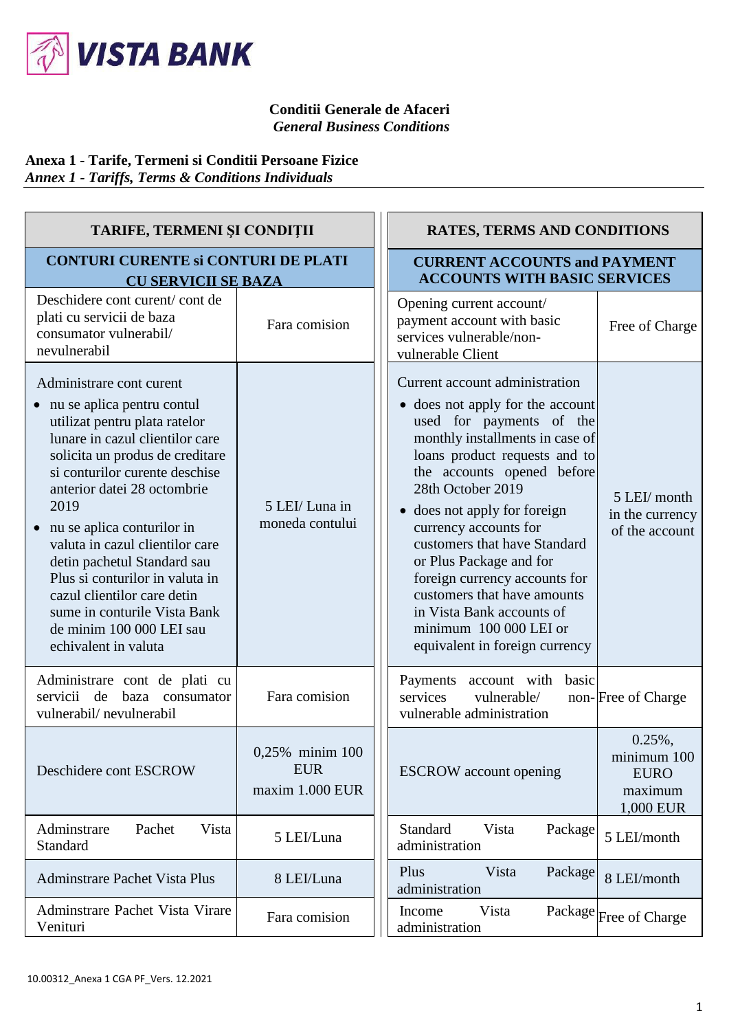**VISTA BANK**

**Conditii Generale de Afaceri**
***General Business Conditions***

**Anexa 1 - Tarife, Termeni si Conditii Persoane Fizice**
***Annex 1 - Tariffs, Terms & Conditions Individuals***

| TARIFE, TERMENI ȘI CONDIȚII | | RATES, TERMS AND CONDITIONS | |
|---|---|---|---|
| **CONTURI CURENTE si CONTURI DE PLATI CU SERVICII DE BAZA** | | **CURRENT ACCOUNTS and PAYMENT ACCOUNTS WITH BASIC SERVICES** | |
| Deschidere cont curent/ cont de plati cu servicii de baza consumator vulnerabil/ nevulnerabil | Fara comision | Opening current account/ payment account with basic services vulnerable/non-vulnerable Client | Free of Charge |
| Administrare cont curent<br>• nu se aplica pentru contul utilizat pentru plata ratelor lunare in cazul clientilor care solicita un produs de creditare si conturilor curente deschise anterior datei 28 octombrie 2019<br>• nu se aplica conturilor in valuta in cazul clientilor care detin pachetul Standard sau Plus si conturilor in valuta in cazul clientilor care detin sume in conturile Vista Bank de minim 100 000 LEI sau echivalent in valuta | 5 LEI/ Luna in moneda contului | Current account administration<br>• does not apply for the account used for payments of the monthly installments in case of loans product requests and to the accounts opened before 28th October 2019<br>• does not apply for foreign currency accounts for customers that have Standard or Plus Package and for foreign currency accounts for customers that have amounts in Vista Bank accounts of minimum 100 000 LEI or equivalent in foreign currency | 5 LEI/ month in the currency of the account |
| Administrare cont de plati cu servicii de baza consumator vulnerabil/ nevulnerabil | Fara comision | Payments account with basic services vulnerable/ non-vulnerable administration | Free of Charge |
| Deschidere cont ESCROW | 0,25% minim 100 EUR maxim 1.000 EUR | ESCROW account opening | 0.25%, minimum 100 EURO maximum 1,000 EUR |
| Adminstrare Pachet Vista Standard | 5 LEI/Luna | Standard Vista Package administration | 5 LEI/month |
| Adminstrare Pachet Vista Plus | 8 LEI/Luna | Plus Vista Package administration | 8 LEI/month |
| Adminstrare Pachet Vista Virare Venituri | Fara comision | Income Vista Package administration | Free of Charge |

10.00312_Anexa 1 CGA PF_Vers. 12.2021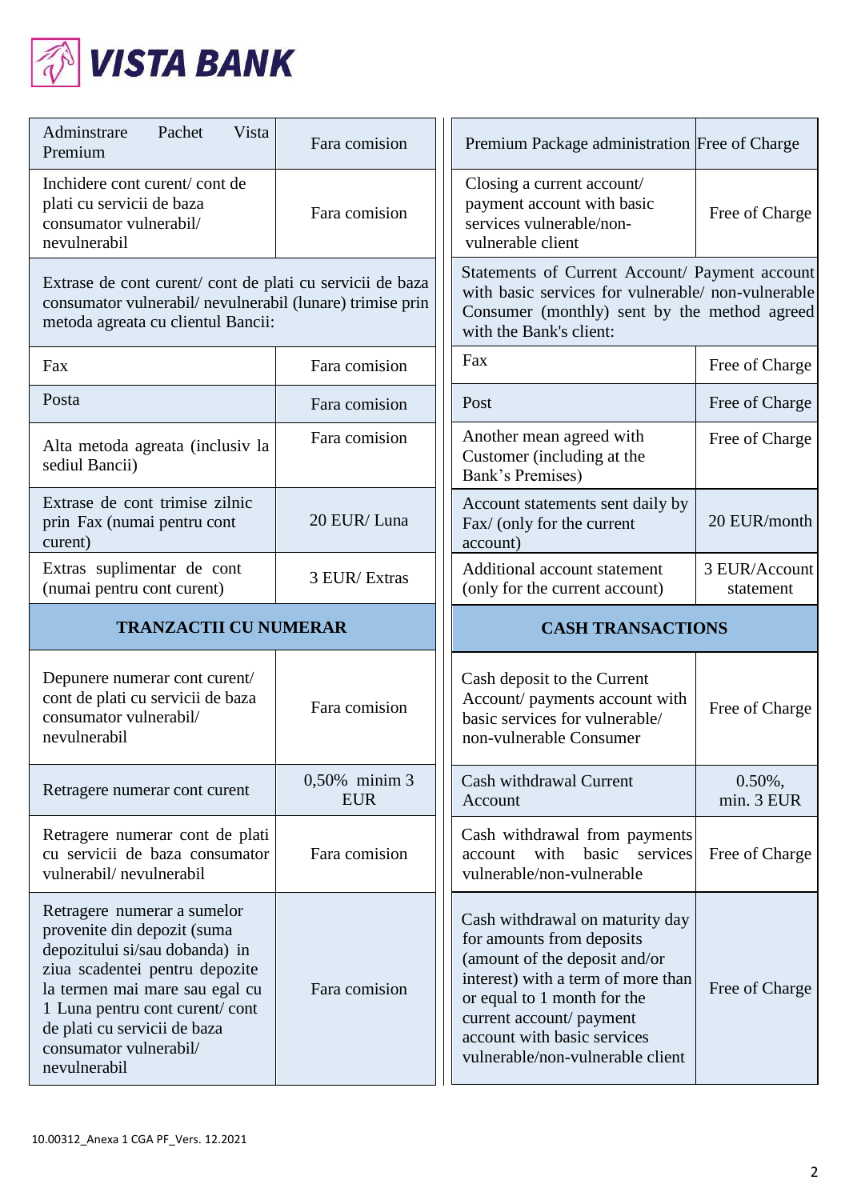| Adminstrare Pachet Vista Premium | Fara comision |
|---|---|
| Inchidere cont curent/ cont de plati cu servicii de baza consumator vulnerabil/ nevulnerabil | Fara comision |
| Extrase de cont curent/ cont de plati cu servicii de baza consumator vulnerabil/ nevulnerabil (lunare) trimise prin metoda agreata cu clientul Bancii: | |
| Fax | Fara comision |
| Posta | Fara comision |
| Alta metoda agreata (inclusiv la sediul Bancii) | Fara comision |
| Extrase de cont trimise zilnic prin Fax (numai pentru cont curent) | 20 EUR/ Luna |
| Extras suplimentar de cont (numai pentru cont curent) | 3 EUR/ Extras |
| **TRANZACTII CU NUMERAR** | |
| Depunere numerar cont curent/ cont de plati cu servicii de baza consumator vulnerabil/ nevulnerabil | Fara comision |
| Retragere numerar cont curent | 0,50% minim 3 EUR |
| Retragere numerar cont de plati cu servicii de baza consumator vulnerabil/ nevulnerabil | Fara comision |
| Retragere numerar a sumelor provenite din depozit (suma depozitului si/sau dobanda) in ziua scadentei pentru depozite la termen mai mare sau egal cu 1 Luna pentru cont curent/ cont de plati cu servicii de baza consumator vulnerabil/ nevulnerabil | Fara comision |

| Premium Package administration | Free of Charge |
|---|---|
| Closing a current account/ payment account with basic services vulnerable/non-vulnerable client | Free of Charge |
| Statements of Current Account/ Payment account with basic services for vulnerable/ non-vulnerable Consumer (monthly) sent by the method agreed with the Bank's client: | |
| Fax | Free of Charge |
| Post | Free of Charge |
| Another mean agreed with Customer (including at the Bank's Premises) | Free of Charge |
| Account statements sent daily by Fax/ (only for the current account) | 20 EUR/month |
| Additional account statement (only for the current account) | 3 EUR/Account statement |
| **CASH TRANSACTIONS** | |
| Cash deposit to the Current Account/ payments account with basic services for vulnerable/ non-vulnerable Consumer | Free of Charge |
| Cash withdrawal Current Account | 0.50%, min. 3 EUR |
| Cash withdrawal from payments account with basic services vulnerable/non-vulnerable | Free of Charge |
| Cash withdrawal on maturity day for amounts from deposits (amount of the deposit and/or interest) with a term of more than or equal to 1 month for the current account/ payment account with basic services vulnerable/non-vulnerable client | Free of Charge |

10.00312_Anexa 1 CGA PF_Vers. 12.2021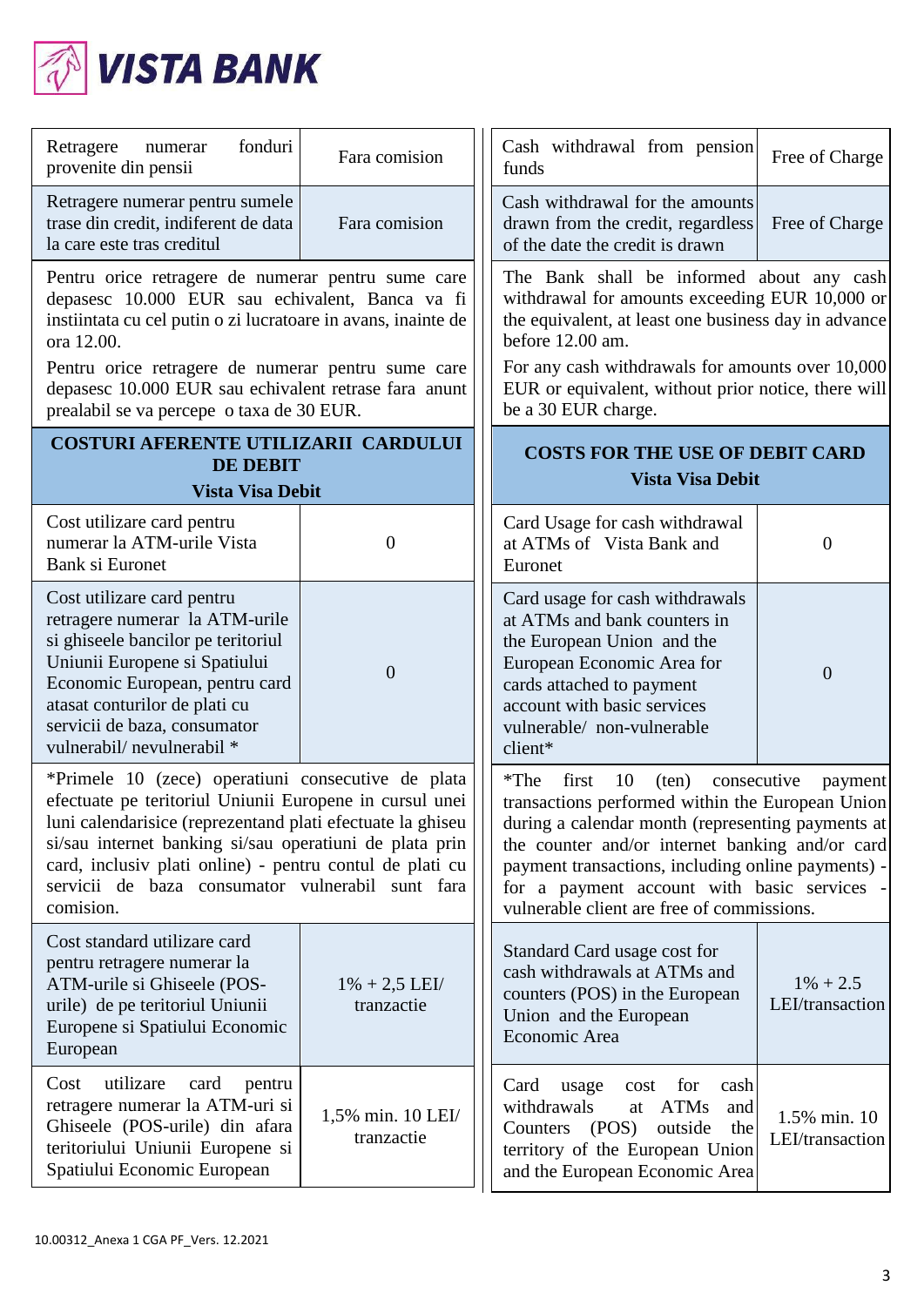**VISTA BANK**

| Retragere numerar fonduri provenite din pensii | Fara comision |
|---|---|
| Retragere numerar pentru sumele trase din credit, indiferent de data la care este tras creditul | Fara comision |
| Pentru orice retragere de numerar pentru sume care depasesc 10.000 EUR sau echivalent, Banca va fi instiintata cu cel putin o zi lucratoare in avans, inainte de ora 12.00. Pentru orice retragere de numerar pentru sume care depasesc 10.000 EUR sau echivalent retrase fara anunt prealabil se va percepe o taxa de 30 EUR. | |
| **COSTURI AFERENTE UTILIZARII CARDULUI DE DEBIT Vista Visa Debit** | |
| Cost utilizare card pentru numerar la ATM-urile Vista Bank si Euronet | 0 |
| Cost utilizare card pentru retragere numerar la ATM-urile si ghiseele bancilor pe teritoriul Uniunii Europene si Spatiului Economic European, pentru card atasat conturilor de plati cu servicii de baza, consumator vulnerabil/ nevulnerabil * | 0 |
| *Primele 10 (zece) operatiuni consecutive de plata efectuate pe teritoriul Uniunii Europene in cursul unei luni calendarisice (reprezentand plati efectuate la ghiseu si/sau internet banking si/sau operatiuni de plata prin card, inclusiv plati online) - pentru contul de plati cu servicii de baza consumator vulnerabil sunt fara comision. | |
| Cost standard utilizare card pentru retragere numerar la ATM-urile si Ghiseele (POS-urile) de pe teritoriul Uniunii Europene si Spatiului Economic European | 1% + 2,5 LEI/ tranzactie |
| Cost utilizare card pentru retragere numerar la ATM-uri si Ghiseele (POS-urile) din afara teritoriului Uniunii Europene si Spatiului Economic European | 1,5% min. 10 LEI/ tranzactie |

| Cash withdrawal from pension funds | Free of Charge |
|---|---|
| Cash withdrawal for the amounts drawn from the credit, regardless of the date the credit is drawn | Free of Charge |
| The Bank shall be informed about any cash withdrawal for amounts exceeding EUR 10,000 or the equivalent, at least one business day in advance before 12.00 am. For any cash withdrawals for amounts over 10,000 EUR or equivalent, without prior notice, there will be a 30 EUR charge. | |
| **COSTS FOR THE USE OF DEBIT CARD Vista Visa Debit** | |
| Card Usage for cash withdrawal at ATMs of Vista Bank and Euronet | 0 |
| Card usage for cash withdrawals at ATMs and bank counters in the European Union and the European Economic Area for cards attached to payment account with basic services vulnerable/ non-vulnerable client* | 0 |
| *The first 10 (ten) consecutive payment transactions performed within the European Union during a calendar month (representing payments at the counter and/or internet banking and/or card payment transactions, including online payments) - for a payment account with basic services - vulnerable client are free of commissions. | |
| Standard Card usage cost for cash withdrawals at ATMs and counters (POS) in the European Union and the European Economic Area | 1% + 2.5 LEI/transaction |
| Card usage cost for cash withdrawals at ATMs and Counters (POS) outside the territory of the European Union and the European Economic Area | 1.5% min. 10 LEI/transaction |

10.00312_Anexa 1 CGA PF_Vers. 12.2021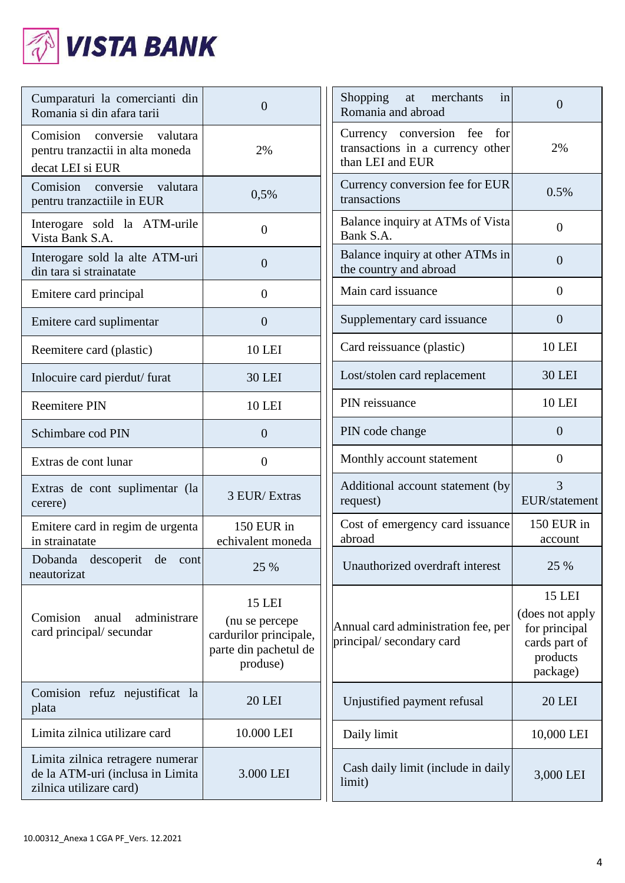| Cumparaturi la comercianti din Romania si din afara tarii | 0 |
|---|---|
| Comision conversie valutara pentru tranzactii in alta moneda decat LEI si EUR | 2% |
| Comision conversie valutara pentru tranzactiile in EUR | 0,5% |
| Interogare sold la ATM-urile Vista Bank S.A. | 0 |
| Interogare sold la alte ATM-uri din tara si strainatate | 0 |
| Emitere card principal | 0 |
| Emitere card suplimentar | 0 |
| Reemitere card (plastic) | 10 LEI |
| Inlocuire card pierdut/ furat | 30 LEI |
| Reemitere PIN | 10 LEI |
| Schimbare cod PIN | 0 |
| Extras de cont lunar | 0 |
| Extras de cont suplimentar (la cerere) | 3 EUR/ Extras |
| Emitere card in regim de urgenta in strainatate | 150 EUR in echivalent moneda |
| Dobanda descoperit de cont neautorizat | 25 % |
| Comision anual administrare card principal/ secundar | 15 LEI (nu se percepe cardurilor principale, parte din pachetul de produse) |
| Comision refuz nejustificat la plata | 20 LEI |
| Limita zilnica utilizare card | 10.000 LEI |
| Limita zilnica retragere numerar de la ATM-uri (inclusa in Limita zilnica utilizare card) | 3.000 LEI |

| Shopping at merchants in Romania and abroad | 0 |
|---|---|
| Currency conversion fee for transactions in a currency other than LEI and EUR | 2% |
| Currency conversion fee for EUR transactions | 0.5% |
| Balance inquiry at ATMs of Vista Bank S.A. | 0 |
| Balance inquiry at other ATMs in the country and abroad | 0 |
| Main card issuance | 0 |
| Supplementary card issuance | 0 |
| Card reissuance (plastic) | 10 LEI |
| Lost/stolen card replacement | 30 LEI |
| PIN reissuance | 10 LEI |
| PIN code change | 0 |
| Monthly account statement | 0 |
| Additional account statement (by request) | 3 EUR/statement |
| Cost of emergency card issuance abroad | 150 EUR in account |
| Unauthorized overdraft interest | 25 % |
| Annual card administration fee, per principal/ secondary card | 15 LEI (does not apply for principal cards part of products package) |
| Unjustified payment refusal | 20 LEI |
| Daily limit | 10,000 LEI |
| Cash daily limit (include in daily limit) | 3,000 LEI |

10.00312_Anexa 1 CGA PF_Vers. 12.2021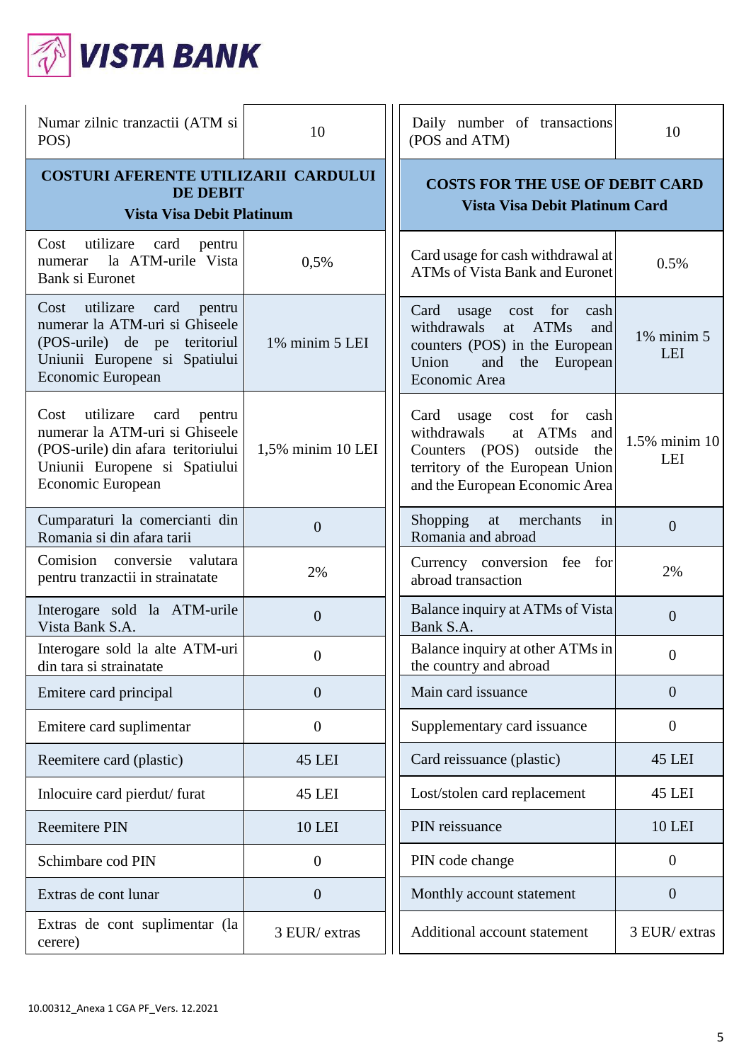| Numar zilnic tranzactii (ATM si POS) | 10 | Daily number of transactions (POS and ATM) | 10 |
|---|---|---|---|
| **COSTURI AFERENTE UTILIZARII CARDULUI DE DEBIT Vista Visa Debit Platinum** | | **COSTS FOR THE USE OF DEBIT CARD Vista Visa Debit Platinum Card** | |
| Cost utilizare card pentru numerar la ATM-urile Vista Bank si Euronet | 0,5% | Card usage for cash withdrawal at ATMs of Vista Bank and Euronet | 0.5% |
| Cost utilizare card pentru numerar la ATM-uri si Ghiseele (POS-urile) de pe teritoriul Uniunii Europene si Spatiului Economic European | 1% minim 5 LEI | Card usage cost for cash withdrawals at ATMs and counters (POS) in the European Union and the European Economic Area | 1% minim 5 LEI |
| Cost utilizare card pentru numerar la ATM-uri si Ghiseele (POS-urile) din afara teritoriului Uniunii Europene si Spatiului Economic European | 1,5% minim 10 LEI | Card usage cost for cash withdrawals at ATMs and Counters (POS) outside the territory of the European Union and the European Economic Area | 1.5% minim 10 LEI |
| Cumparaturi la comercianti din Romania si din afara tarii | 0 | Shopping at merchants in Romania and abroad | 0 |
| Comision conversie valutara pentru tranzactii in strainatate | 2% | Currency conversion fee for abroad transaction | 2% |
| Interogare sold la ATM-urile Vista Bank S.A. | 0 | Balance inquiry at ATMs of Vista Bank S.A. | 0 |
| Interogare sold la alte ATM-uri din tara si strainatate | 0 | Balance inquiry at other ATMs in the country and abroad | 0 |
| Emitere card principal | 0 | Main card issuance | 0 |
| Emitere card suplimentar | 0 | Supplementary card issuance | 0 |
| Reemitere card (plastic) | 45 LEI | Card reissuance (plastic) | 45 LEI |
| Inlocuire card pierdut/ furat | 45 LEI | Lost/stolen card replacement | 45 LEI |
| Reemitere PIN | 10 LEI | PIN reissuance | 10 LEI |
| Schimbare cod PIN | 0 | PIN code change | 0 |
| Extras de cont lunar | 0 | Monthly account statement | 0 |
| Extras de cont suplimentar (la cerere) | 3 EUR/ extras | Additional account statement | 3 EUR/ extras |

10.00312_Anexa 1 CGA PF_Vers. 12.2021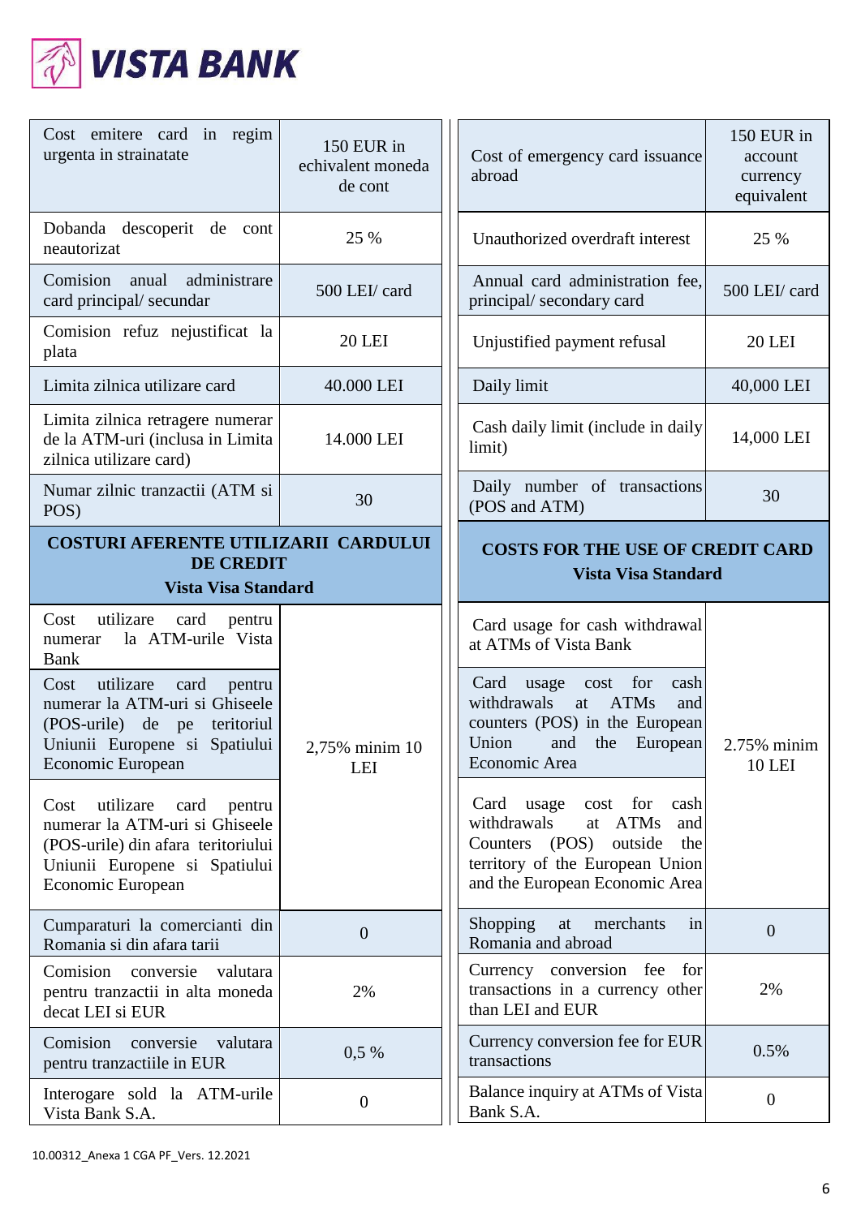**VISTA BANK**

| Cost emitere card in regim urgenta in strainatate | 150 EUR in echivalent moneda de cont |
|---|---|
| Dobanda descoperit de cont neautorizat | 25 % |
| Comision anual administrare card principal/ secundar | 500 LEI/ card |
| Comision refuz nejustificat la plata | 20 LEI |
| Limita zilnica utilizare card | 40.000 LEI |
| Limita zilnica retragere numerar de la ATM-uri (inclusa in Limita zilnica utilizare card) | 14.000 LEI |
| Numar zilnic tranzactii (ATM si POS) | 30 |
| **COSTURI AFERENTE UTILIZARII CARDULUI DE CREDIT Vista Visa Standard** | |
| Cost utilizare card pentru numerar la ATM-urile Vista Bank | 2,75% minim 10 LEI |
| Cost utilizare card pentru numerar la ATM-uri si Ghiseele (POS-urile) de pe teritoriul Uniunii Europene si Spatiului Economic European | 2,75% minim 10 LEI |
| Cost utilizare card pentru numerar la ATM-uri si Ghiseele (POS-urile) din afara teritoriului Uniunii Europene si Spatiului Economic European | 2,75% minim 10 LEI |
| Cumparaturi la comercianti din Romania si din afara tarii | 0 |
| Comision conversie valutara pentru tranzactii in alta moneda decat LEI si EUR | 2% |
| Comision conversie valutara pentru tranzactiile in EUR | 0,5 % |
| Interogare sold la ATM-urile Vista Bank S.A. | 0 |

| Cost of emergency card issuance abroad | 150 EUR in account currency equivalent |
|---|---|
| Unauthorized overdraft interest | 25 % |
| Annual card administration fee, principal/ secondary card | 500 LEI/ card |
| Unjustified payment refusal | 20 LEI |
| Daily limit | 40,000 LEI |
| Cash daily limit (include in daily limit) | 14,000 LEI |
| Daily number of transactions (POS and ATM) | 30 |
| **COSTS FOR THE USE OF CREDIT CARD Vista Visa Standard** | |
| Card usage for cash withdrawal at ATMs of Vista Bank | 2.75% minim 10 LEI |
| Card usage cost for cash withdrawals at ATMs and counters (POS) in the European Union and the European Economic Area | 2.75% minim 10 LEI |
| Card usage cost for cash withdrawals at ATMs and Counters (POS) outside the territory of the European Union and the European Economic Area | 2.75% minim 10 LEI |
| Shopping at merchants in Romania and abroad | 0 |
| Currency conversion fee for transactions in a currency other than LEI and EUR | 2% |
| Currency conversion fee for EUR transactions | 0.5% |
| Balance inquiry at ATMs of Vista Bank S.A. | 0 |

10.00312_Anexa 1 CGA PF_Vers. 12.2021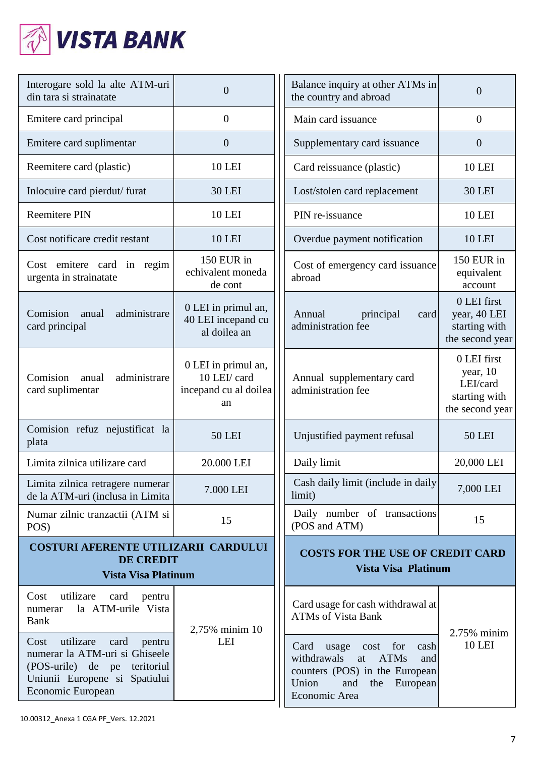**VISTA BANK**

| Interogare sold la alte ATM-uri din tara si strainatate | 0 |
|---|---|
| Emitere card principal | 0 |
| Emitere card suplimentar | 0 |
| Reemitere card (plastic) | 10 LEI |
| Inlocuire card pierdut/ furat | 30 LEI |
| Reemitere PIN | 10 LEI |
| Cost notificare credit restant | 10 LEI |
| Cost emitere card in regim urgenta in strainatate | 150 EUR in echivalent moneda de cont |
| Comision anual administrare card principal | 0 LEI in primul an, 40 LEI incepand cu al doilea an |
| Comision anual administrare card suplimentar | 0 LEI in primul an, 10 LEI/ card incepand cu al doilea an |
| Comision refuz nejustificat la plata | 50 LEI |
| Limita zilnica utilizare card | 20.000 LEI |
| Limita zilnica retragere numerar de la ATM-uri (inclusa in Limita | 7.000 LEI |
| Numar zilnic tranzactii (ATM si POS) | 15 |

| **COSTURI AFERENTE UTILIZARII CARDULUI DE CREDIT Vista Visa Platinum** | |
|---|---|
| Cost utilizare card pentru numerar la ATM-urile Vista Bank | 2,75% minim 10 LEI |
| Cost utilizare card pentru numerar la ATM-uri si Ghiseele (POS-urile) de pe teritoriul Uniunii Europene si Spatiului Economic European | |

| Balance inquiry at other ATMs in the country and abroad | 0 |
|---|---|
| Main card issuance | 0 |
| Supplementary card issuance | 0 |
| Card reissuance (plastic) | 10 LEI |
| Lost/stolen card replacement | 30 LEI |
| PIN re-issuance | 10 LEI |
| Overdue payment notification | 10 LEI |
| Cost of emergency card issuance abroad | 150 EUR in equivalent account |
| Annual principal card administration fee | 0 LEI first year, 40 LEI starting with the second year |
| Annual supplementary card administration fee | 0 LEI first year, 10 LEI/card starting with the second year |
| Unjustified payment refusal | 50 LEI |
| Daily limit | 20,000 LEI |
| Cash daily limit (include in daily limit) | 7,000 LEI |
| Daily number of transactions (POS and ATM) | 15 |

| **COSTS FOR THE USE OF CREDIT CARD Vista Visa Platinum** | |
|---|---|
| Card usage for cash withdrawal at ATMs of Vista Bank | 2.75% minim 10 LEI |
| Card usage cost for cash withdrawals at ATMs and counters (POS) in the European Union and the European Economic Area | |

10.00312_Anexa 1 CGA PF_Vers. 12.2021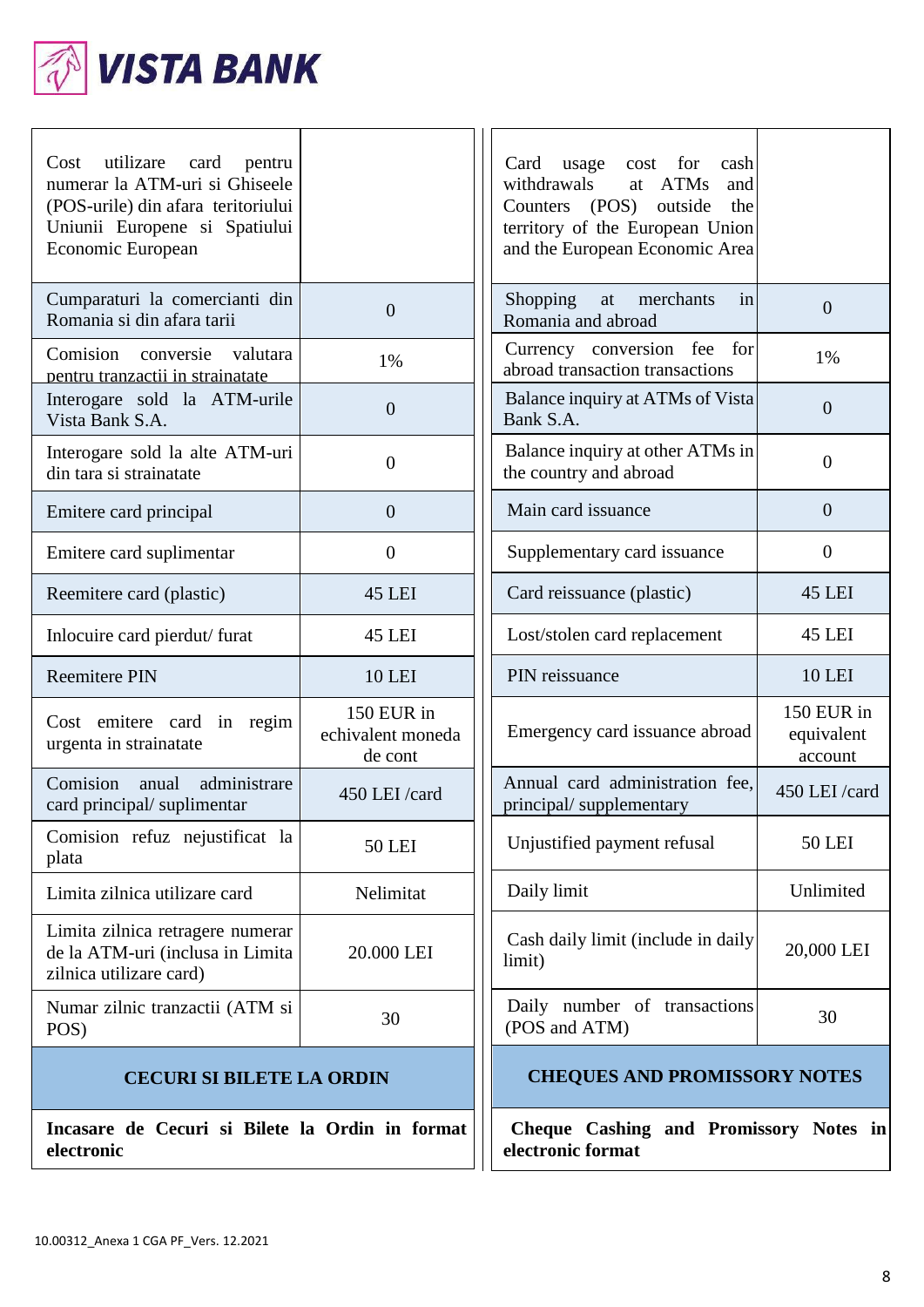| Cost utilizare card pentru numerar la ATM-uri si Ghiseele (POS-urile) din afara teritoriului Uniunii Europene si Spatiului Economic European | | Card usage cost for cash withdrawals at ATMs and Counters (POS) outside the territory of the European Union and the European Economic Area | |
|---|---|---|---|
| Cumparaturi la comercianti din Romania si din afara tarii | 0 | Shopping at merchants in Romania and abroad | 0 |
| Comision conversie valutara pentru tranzactii in strainatate | 1% | Currency conversion fee for abroad transaction transactions | 1% |
| Interogare sold la ATM-urile Vista Bank S.A. | 0 | Balance inquiry at ATMs of Vista Bank S.A. | 0 |
| Interogare sold la alte ATM-uri din tara si strainatate | 0 | Balance inquiry at other ATMs in the country and abroad | 0 |
| Emitere card principal | 0 | Main card issuance | 0 |
| Emitere card suplimentar | 0 | Supplementary card issuance | 0 |
| Reemitere card (plastic) | 45 LEI | Card reissuance (plastic) | 45 LEI |
| Inlocuire card pierdut/ furat | 45 LEI | Lost/stolen card replacement | 45 LEI |
| Reemitere PIN | 10 LEI | PIN reissuance | 10 LEI |
| Cost emitere card in regim urgenta in strainatate | 150 EUR in echivalent moneda de cont | Emergency card issuance abroad | 150 EUR in equivalent account |
| Comision anual administrare card principal/ suplimentar | 450 LEI /card | Annual card administration fee, principal/ supplementary | 450 LEI /card |
| Comision refuz nejustificat la plata | 50 LEI | Unjustified payment refusal | 50 LEI |
| Limita zilnica utilizare card | Nelimitat | Daily limit | Unlimited |
| Limita zilnica retragere numerar de la ATM-uri (inclusa in Limita zilnica utilizare card) | 20.000 LEI | Cash daily limit (include in daily limit) | 20,000 LEI |
| Numar zilnic tranzactii (ATM si POS) | 30 | Daily number of transactions (POS and ATM) | 30 |
| **CECURI SI BILETE LA ORDIN** | | **CHEQUES AND PROMISSORY NOTES** | |
| **Incasare de Cecuri si Bilete la Ordin in format electronic** | | **Cheque Cashing and Promissory Notes in electronic format** | |

10.00312_Anexa 1 CGA PF_Vers. 12.2021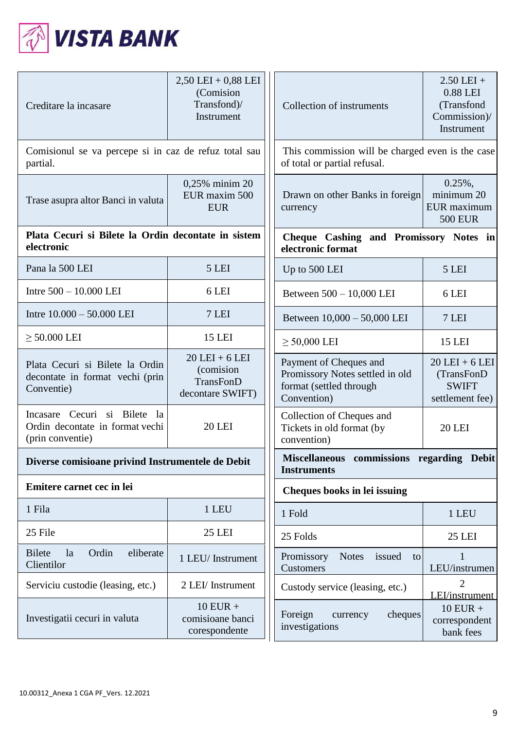| Creditare la incasare | 2,50 LEI + 0,88 LEI (Comision Transfond)/ Instrument |
|---|---|
| Comisionul se va percepe si in caz de refuz total sau partial. | |
| Trase asupra altor Banci in valuta | 0,25% minim 20 EUR maxim 500 EUR |
| **Plata Cecuri si Bilete la Ordin decontate in sistem electronic** | |
| Pana la 500 LEI | 5 LEI |
| Intre 500 – 10.000 LEI | 6 LEI |
| Intre 10.000 – 50.000 LEI | 7 LEI |
| ≥ 50.000 LEI | 15 LEI |
| Plata Cecuri si Bilete la Ordin decontate in format vechi (prin Conventie) | 20 LEI + 6 LEI (comision TransFonD decontare SWIFT) |
| Incasare Cecuri si Bilete la Ordin decontate in format vechi (prin conventie) | 20 LEI |
| **Diverse comisioane privind Instrumentele de Debit** | |
| **Emitere carnet cec in lei** | |
| 1 Fila | 1 LEU |
| 25 File | 25 LEI |
| Bilete la Ordin eliberate Clientilor | 1 LEU/ Instrument |
| Serviciu custodie (leasing, etc.) | 2 LEI/ Instrument |
| Investigatii cecuri in valuta | 10 EUR + comisioane banci corespondente |

| Collection of instruments | 2.50 LEI + 0.88 LEI (Transfond Commission)/ Instrument |
|---|---|
| This commission will be charged even is the case of total or partial refusal. | |
| Drawn on other Banks in foreign currency | 0.25%, minimum 20 EUR maximum 500 EUR |
| **Cheque Cashing and Promissory Notes in electronic format** | |
| Up to 500 LEI | 5 LEI |
| Between 500 – 10,000 LEI | 6 LEI |
| Between 10,000 – 50,000 LEI | 7 LEI |
| ≥ 50,000 LEI | 15 LEI |
| Payment of Cheques and Promissory Notes settled in old format (settled through Convention) | 20 LEI + 6 LEI (TransFonD SWIFT settlement fee) |
| Collection of Cheques and Tickets in old format (by convention) | 20 LEI |
| **Miscellaneous commissions regarding Debit Instruments** | |
| **Cheques books in lei issuing** | |
| 1 Fold | 1 LEU |
| 25 Folds | 25 LEI |
| Promissory Notes issued to Customers | 1 LEU/instrumen |
| Custody service (leasing, etc.) | 2 LEI/instrument |
| Foreign currency cheques investigations | 10 EUR + correspondent bank fees |

10.00312_Anexa 1 CGA PF_Vers. 12.2021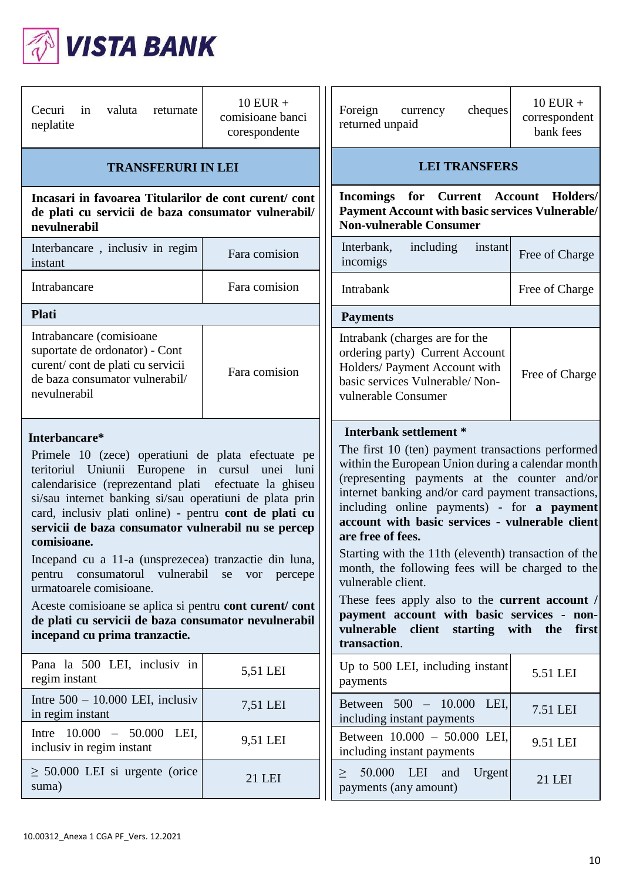| Cecuri in valuta returnate neplatite | 10 EUR + comisioane banci corespondente |
|---|---|
| **TRANSFERURI IN LEI** | |
| **Incasari in favoarea Titularilor de cont curent/ cont de plati cu servicii de baza consumator vulnerabil/ nevulnerabil** | |
| Interbancare , inclusiv in regim instant | Fara comision |
| Intrabancare | Fara comision |
| **Plati** | |
| Intrabancare (comisioane suportate de ordonator) - Cont curent/ cont de plati cu servicii de baza consumator vulnerabil/ nevulnerabil | Fara comision |

**Interbancare***

Primele 10 (zece) operatiuni de plata efectuate pe teritoriul Uniunii Europene in cursul unei luni calendarisice (reprezentand plati efectuate la ghiseu si/sau internet banking si/sau operatiuni de plata prin card, inclusiv plati online) - pentru **cont de plati cu servicii de baza consumator vulnerabil nu se percep comisioane.**

Incepand cu a 11-a (unsprezecea) tranzactie din luna, pentru consumatorul vulnerabil se vor percepe urmatoarele comisioane.

Aceste comisioane se aplica si pentru **cont curent/ cont de plati cu servicii de baza consumator nevulnerabil incepand cu prima tranzactie.**

| | |
|---|---|
| Pana la 500 LEI, inclusiv in regim instant | 5,51 LEI |
| Intre 500 – 10.000 LEI, inclusiv in regim instant | 7,51 LEI |
| Intre 10.000 – 50.000 LEI, inclusiv in regim instant | 9,51 LEI |
| ≥ 50.000 LEI si urgente (orice suma) | 21 LEI |

| Foreign currency cheques returned unpaid | 10 EUR + correspondent bank fees |
|---|---|
| **LEI TRANSFERS** | |
| **Incomings for Current Account Holders/ Payment Account with basic services Vulnerable/ Non-vulnerable Consumer** | |
| Interbank, including instant incomigs | Free of Charge |
| Intrabank | Free of Charge |
| **Payments** | |
| Intrabank (charges are for the ordering party) Current Account Holders/ Payment Account with basic services Vulnerable/ Non-vulnerable Consumer | Free of Charge |

**Interbank settlement ***

The first 10 (ten) payment transactions performed within the European Union during a calendar month (representing payments at the counter and/or internet banking and/or card payment transactions, including online payments) - for **a payment account with basic services - vulnerable client are free of fees.**

Starting with the 11th (eleventh) transaction of the month, the following fees will be charged to the vulnerable client.

These fees apply also to the **current account / payment account with basic services - non-vulnerable client starting with the first transaction**.

| | |
|---|---|
| Up to 500 LEI, including instant payments | 5.51 LEI |
| Between 500 – 10.000 LEI, including instant payments | 7.51 LEI |
| Between 10.000 – 50.000 LEI, including instant payments | 9.51 LEI |
| ≥ 50.000 LEI and Urgent payments (any amount) | 21 LEI |

10.00312_Anexa 1 CGA PF_Vers. 12.2021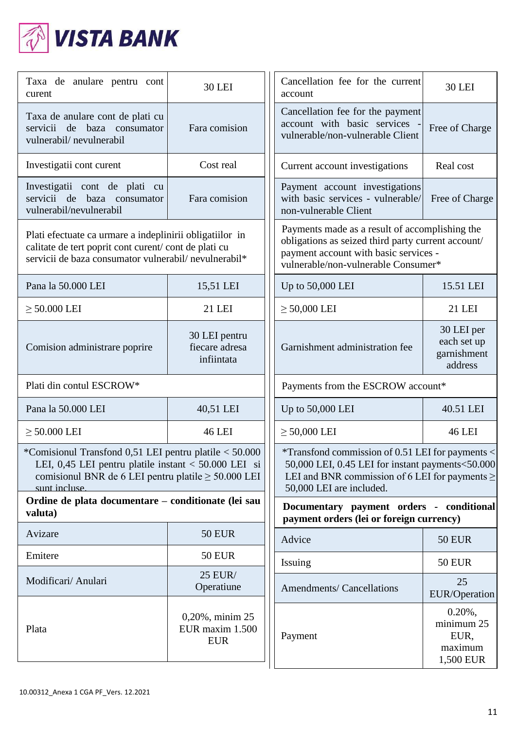| Taxa de anulare pentru cont curent | 30 LEI |
|---|---|
| Taxa de anulare cont de plati cu servicii de baza consumator vulnerabil/ nevulnerabil | Fara comision |
| Investigatii cont curent | Cost real |
| Investigatii cont de plati cu servicii de baza consumator vulnerabil/nevulnerabil | Fara comision |
| Plati efectuate ca urmare a indeplinirii obligatiilor in calitate de tert poprit cont curent/ cont de plati cu servicii de baza consumator vulnerabil/ nevulnerabil* | |
| Pana la 50.000 LEI | 15,51 LEI |
| ≥ 50.000 LEI | 21 LEI |
| Comision administrare poprire | 30 LEI pentru fiecare adresa infiintata |
| Plati din contul ESCROW* | |
| Pana la 50.000 LEI | 40,51 LEI |
| ≥ 50.000 LEI | 46 LEI |
| *Comisionul Transfond 0,51 LEI pentru platile < 50.000 LEI, 0,45 LEI pentru platile instant < 50.000 LEI si comisionul BNR de 6 LEI pentru platile ≥ 50.000 LEI sunt incluse. | |
| **Ordine de plata documentare – conditionate (lei sau valuta)** | |
| Avizare | 50 EUR |
| Emitere | 50 EUR |
| Modificari/ Anulari | 25 EUR/ Operatiune |
| Plata | 0,20%, minim 25 EUR maxim 1.500 EUR |

| Cancellation fee for the current account | 30 LEI |
|---|---|
| Cancellation fee for the payment account with basic services - vulnerable/non-vulnerable Client | Free of Charge |
| Current account investigations | Real cost |
| Payment account investigations with basic services - vulnerable/ non-vulnerable Client | Free of Charge |
| Payments made as a result of accomplishing the obligations as seized third party current account/ payment account with basic services - vulnerable/non-vulnerable Consumer* | |
| Up to 50,000 LEI | 15.51 LEI |
| ≥ 50,000 LEI | 21 LEI |
| Garnishment administration fee | 30 LEI per each set up garnishment address |
| Payments from the ESCROW account* | |
| Up to 50,000 LEI | 40.51 LEI |
| ≥ 50,000 LEI | 46 LEI |
| *Transfond commission of 0.51 LEI for payments < 50,000 LEI, 0.45 LEI for instant payments<50.000 LEI and BNR commission of 6 LEI for payments ≥ 50,000 LEI are included. | |
| **Documentary payment orders - conditional payment orders (lei or foreign currency)** | |
| Advice | 50 EUR |
| Issuing | 50 EUR |
| Amendments/ Cancellations | 25 EUR/Operation |
| Payment | 0.20%, minimum 25 EUR, maximum 1,500 EUR |

10.00312_Anexa 1 CGA PF_Vers. 12.2021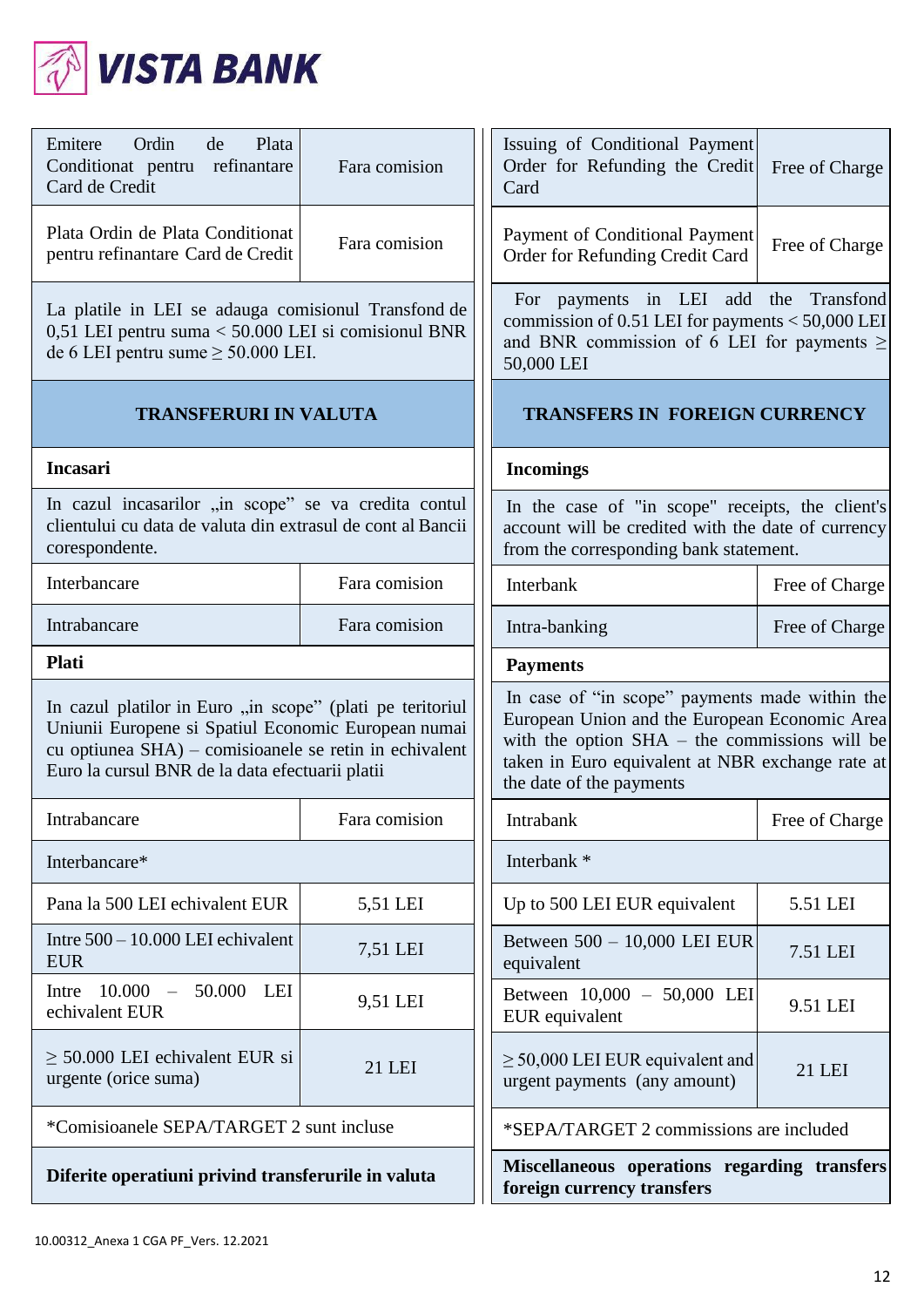| Emitere Ordin de Plata Conditionat pentru refinantare Card de Credit | Fara comision |
|---|---|
| Plata Ordin de Plata Conditionat pentru refinantare Card de Credit | Fara comision |
| La platile in LEI se adauga comisionul Transfond de 0,51 LEI pentru suma < 50.000 LEI si comisionul BNR de 6 LEI pentru sume ≥ 50.000 LEI. | |
| **TRANSFERURI IN VALUTA** | |
| **Incasari** | |
| In cazul incasarilor „in scope” se va credita contul clientului cu data de valuta din extrasul de cont al Bancii corespondente. | |
| Interbancare | Fara comision |
| Intrabancare | Fara comision |
| **Plati** | |
| In cazul platilor in Euro „in scope” (plati pe teritoriul Uniunii Europene si Spatiul Economic European numai cu optiunea SHA) – comisioanele se retin in echivalent Euro la cursul BNR de la data efectuarii platii | |
| Intrabancare | Fara comision |
| Interbancare* | |
| Pana la 500 LEI echivalent EUR | 5,51 LEI |
| Intre 500 – 10.000 LEI echivalent EUR | 7,51 LEI |
| Intre 10.000 – 50.000 LEI echivalent EUR | 9,51 LEI |
| ≥ 50.000 LEI echivalent EUR si urgente (orice suma) | 21 LEI |
| *Comisioanele SEPA/TARGET 2 sunt incluse | |
| **Diferite operatiuni privind transferurile in valuta** | |

| Issuing of Conditional Payment Order for Refunding the Credit Card | Free of Charge |
|---|---|
| Payment of Conditional Payment Order for Refunding Credit Card | Free of Charge |
| For payments in LEI add the Transfond commission of 0.51 LEI for payments < 50,000 LEI and BNR commission of 6 LEI for payments ≥ 50,000 LEI | |
| **TRANSFERS IN FOREIGN CURRENCY** | |
| **Incomings** | |
| In the case of "in scope" receipts, the client's account will be credited with the date of currency from the corresponding bank statement. | |
| Interbank | Free of Charge |
| Intra-banking | Free of Charge |
| **Payments** | |
| In case of “in scope” payments made within the European Union and the European Economic Area with the option SHA – the commissions will be taken in Euro equivalent at NBR exchange rate at the date of the payments | |
| Intrabank | Free of Charge |
| Interbank * | |
| Up to 500 LEI EUR equivalent | 5.51 LEI |
| Between 500 – 10,000 LEI EUR equivalent | 7.51 LEI |
| Between 10,000 – 50,000 LEI EUR equivalent | 9.51 LEI |
| ≥ 50,000 LEI EUR equivalent and urgent payments (any amount) | 21 LEI |
| *SEPA/TARGET 2 commissions are included | |
| **Miscellaneous operations regarding transfers foreign currency transfers** | |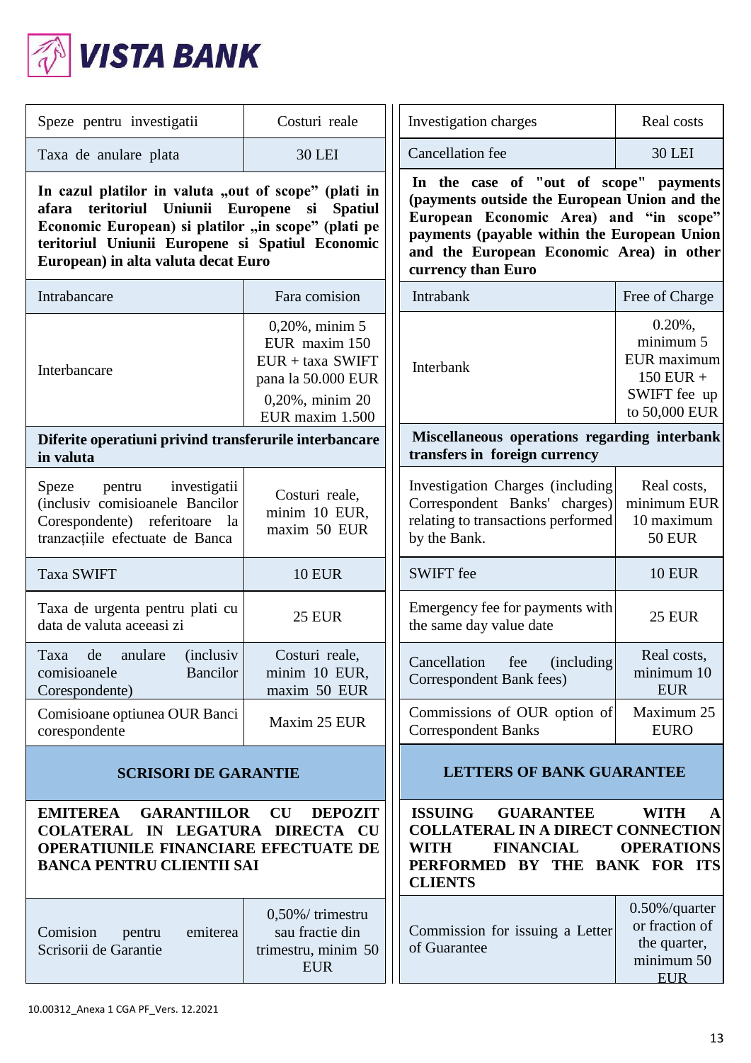| Speze pentru investigatii | Costuri reale |
|---|---|
| Taxa de anulare plata | 30 LEI |
| **In cazul platilor in valuta „out of scope" (plati in afara teritoriul Uniunii Europene si Spatiul Economic European) si platilor „in scope" (plati pe teritoriul Uniunii Europene si Spatiul Economic European) in alta valuta decat Euro** | |
| Intrabancare | Fara comision |
| Interbancare | 0,20%, minim 5 EUR maxim 150 EUR + taxa SWIFT pana la 50.000 EUR<br>0,20%, minim 20 EUR maxim 1.500 |
| **Diferite operatiuni privind transferurile interbancare in valuta** | |
| Speze pentru investigatii (inclusiv comisioanele Bancilor Corespondente) referitoare la tranzacțiile efectuate de Banca | Costuri reale, minim 10 EUR, maxim 50 EUR |
| Taxa SWIFT | 10 EUR |
| Taxa de urgenta pentru plati cu data de valuta aceeasi zi | 25 EUR |
| Taxa de anulare (inclusiv comisioanele Bancilor Corespondente) | Costuri reale, minim 10 EUR, maxim 50 EUR |
| Comisioane optiunea OUR Banci corespondente | Maxim 25 EUR |
| **SCRISORI DE GARANTIE** | |
| **EMITEREA GARANTIILOR CU DEPOZIT COLATERAL IN LEGATURA DIRECTA CU OPERATIUNILE FINANCIARE EFECTUATE DE BANCA PENTRU CLIENTII SAI** | |
| Comision pentru emiterea Scrisorii de Garantie | 0,50%/ trimestru sau fractie din trimestru, minim 50 EUR |

| Investigation charges | Real costs |
|---|---|
| Cancellation fee | 30 LEI |
| **In the case of "out of scope" payments (payments outside the European Union and the European Economic Area) and "in scope" payments (payable within the European Union and the European Economic Area) in other currency than Euro** | |
| Intrabank | Free of Charge |
| Interbank | 0.20%, minimum 5 EUR maximum 150 EUR + SWIFT fee up to 50,000 EUR |
| **Miscellaneous operations regarding interbank transfers in foreign currency** | |
| Investigation Charges (including Correspondent Banks' charges) relating to transactions performed by the Bank. | Real costs, minimum EUR 10 maximum 50 EUR |
| SWIFT fee | 10 EUR |
| Emergency fee for payments with the same day value date | 25 EUR |
| Cancellation fee (including Correspondent Bank fees) | Real costs, minimum 10 EUR |
| Commissions of OUR option of Correspondent Banks | Maximum 25 EURO |
| **LETTERS OF BANK GUARANTEE** | |
| **ISSUING GUARANTEE WITH A COLLATERAL IN A DIRECT CONNECTION WITH FINANCIAL OPERATIONS PERFORMED BY THE BANK FOR ITS CLIENTS** | |
| Commission for issuing a Letter of Guarantee | 0.50%/quarter or fraction of the quarter, minimum 50 EUR |

10.00312_Anexa 1 CGA PF_Vers. 12.2021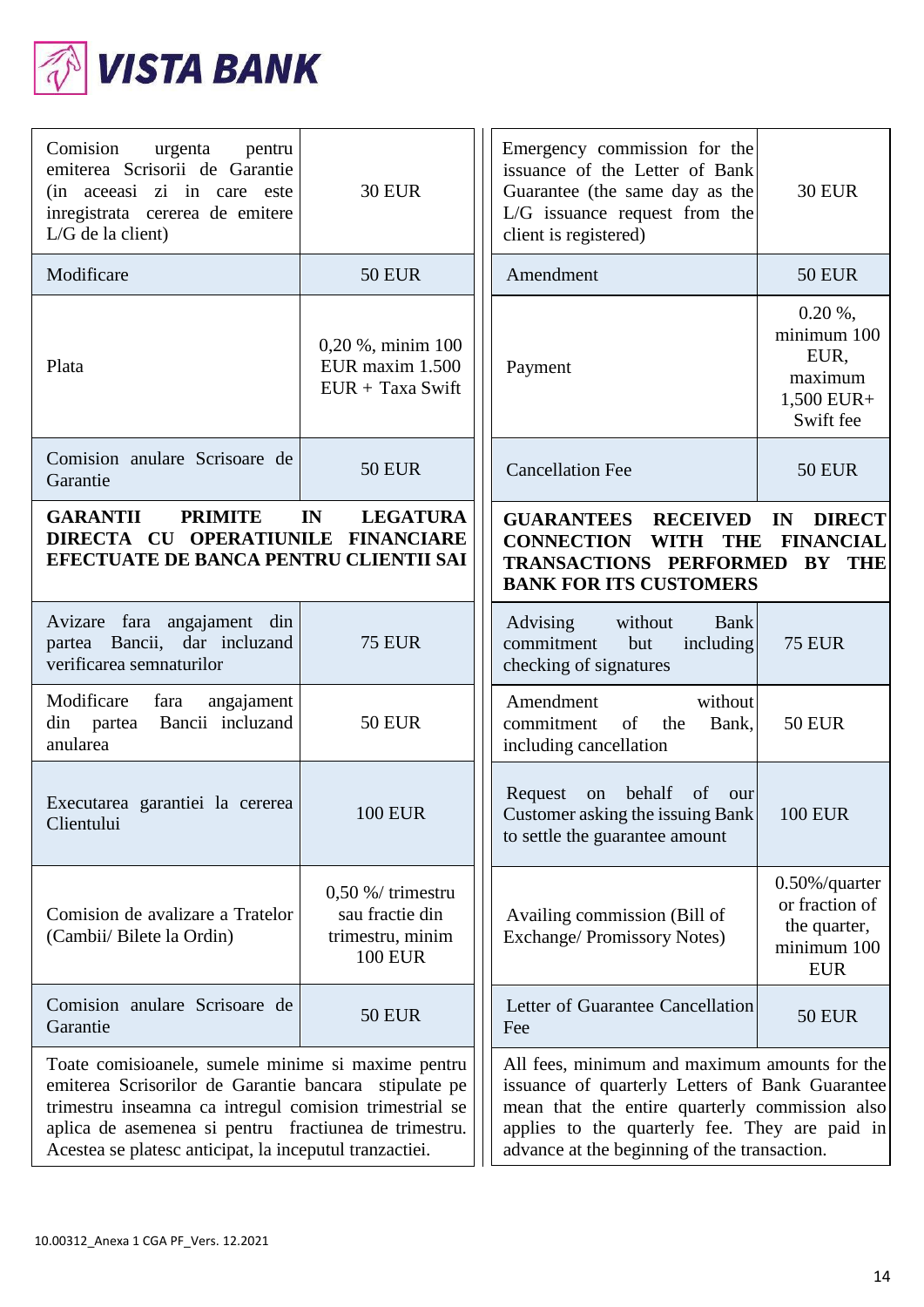| Comision urgenta pentru emiterea Scrisorii de Garantie (in aceeasi zi in care este inregistrata cererea de emitere L/G de la client) | 30 EUR | Emergency commission for the issuance of the Letter of Bank Guarantee (the same day as the L/G issuance request from the client is registered) | 30 EUR |
|---|---|---|---|
| Modificare | 50 EUR | Amendment | 50 EUR |
| Plata | 0,20 %, minim 100 EUR maxim 1.500 EUR + Taxa Swift | Payment | 0.20 %, minimum 100 EUR, maximum 1,500 EUR+ Swift fee |
| Comision anulare Scrisoare de Garantie | 50 EUR | Cancellation Fee | 50 EUR |
| **GARANTII PRIMITE IN LEGATURA DIRECTA CU OPERATIUNILE FINANCIARE EFECTUATE DE BANCA PENTRU CLIENTII SAI** | | **GUARANTEES RECEIVED IN DIRECT CONNECTION WITH THE FINANCIAL TRANSACTIONS PERFORMED BY THE BANK FOR ITS CUSTOMERS** | |
| Avizare fara angajament din partea Bancii, dar incluzand verificarea semnaturilor | 75 EUR | Advising without Bank commitment but including checking of signatures | 75 EUR |
| Modificare fara angajament din partea Bancii incluzand anularea | 50 EUR | Amendment without commitment of the Bank, including cancellation | 50 EUR |
| Executarea garantiei la cererea Clientului | 100 EUR | Request on behalf of our Customer asking the issuing Bank to settle the guarantee amount | 100 EUR |
| Comision de avalizare a Tratelor (Cambii/ Bilete la Ordin) | 0,50 %/ trimestru sau fractie din trimestru, minim 100 EUR | Availing commission (Bill of Exchange/ Promissory Notes) | 0.50%/quarter or fraction of the quarter, minimum 100 EUR |
| Comision anulare Scrisoare de Garantie | 50 EUR | Letter of Guarantee Cancellation Fee | 50 EUR |
| Toate comisioanele, sumele minime si maxime pentru emiterea Scrisorilor de Garantie bancara stipulate pe trimestru inseamna ca intregul comision trimestrial se aplica de asemenea si pentru fractiunea de trimestru. Acestea se platesc anticipat, la inceputul tranzactiei. | | All fees, minimum and maximum amounts for the issuance of quarterly Letters of Bank Guarantee mean that the entire quarterly commission also applies to the quarterly fee. They are paid in advance at the beginning of the transaction. | |

10.00312_Anexa 1 CGA PF_Vers. 12.2021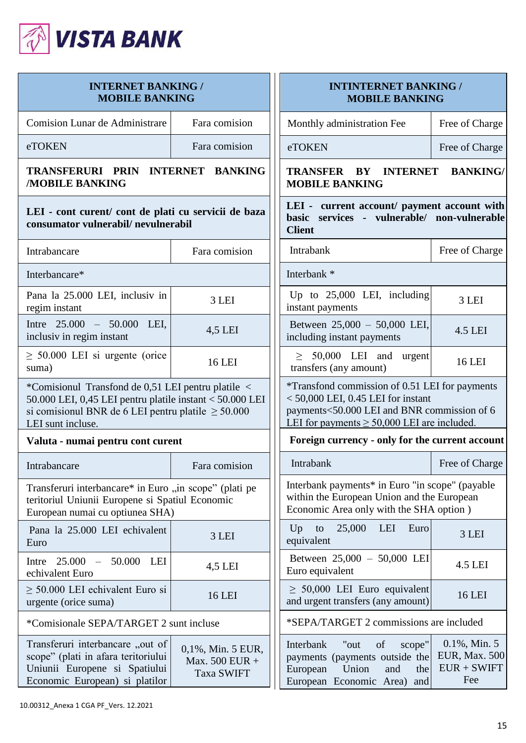**VISTA BANK**

| INTERNET BANKING / MOBILE BANKING | |
|---|---|
| Comision Lunar de Administrare | Fara comision |
| eTOKEN | Fara comision |
| **TRANSFERURI PRIN INTERNET BANKING /MOBILE BANKING** | |
| **LEI - cont curent/ cont de plati cu servicii de baza consumator vulnerabil/ nevulnerabil** | |
| Intrabancare | Fara comision |
| Interbancare* | |
| Pana la 25.000 LEI, inclusiv in regim instant | 3 LEI |
| Intre 25.000 – 50.000 LEI, inclusiv in regim instant | 4,5 LEI |
| ≥ 50.000 LEI si urgente (orice suma) | 16 LEI |
| *Comisionul Transfond de 0,51 LEI pentru platile < 50.000 LEI, 0,45 LEI pentru platile instant < 50.000 LEI si comisionul BNR de 6 LEI pentru platile ≥ 50.000 LEI sunt incluse. | |
| **Valuta - numai pentru cont curent** | |
| Intrabancare | Fara comision |
| Transferuri interbancare* in Euro „in scope" (plati pe teritoriul Uniunii Europene si Spatiul Economic European numai cu optiunea SHA) | |
| Pana la 25.000 LEI echivalent Euro | 3 LEI |
| Intre 25.000 – 50.000 LEI echivalent Euro | 4,5 LEI |
| ≥ 50.000 LEI echivalent Euro si urgente (orice suma) | 16 LEI |
| *Comisionale SEPA/TARGET 2 sunt incluse | |
| Transferuri interbancare „out of scope" (plati in afara teritoriului Uniunii Europene si Spatiului Economic European) si platilor | 0,1%, Min. 5 EUR, Max. 500 EUR + Taxa SWIFT |

| INTINTERNET BANKING / MOBILE BANKING | |
|---|---|
| Monthly administration Fee | Free of Charge |
| eTOKEN | Free of Charge |
| **TRANSFER BY INTERNET BANKING/ MOBILE BANKING** | |
| **LEI - current account/ payment account with basic services - vulnerable/ non-vulnerable Client** | |
| Intrabank | Free of Charge |
| Interbank * | |
| Up to 25,000 LEI, including instant payments | 3 LEI |
| Between 25,000 – 50,000 LEI, including instant payments | 4.5 LEI |
| ≥ 50,000 LEI and urgent transfers (any amount) | 16 LEI |
| *Transfond commission of 0.51 LEI for payments < 50,000 LEI, 0.45 LEI for instant payments<50.000 LEI and BNR commission of 6 LEI for payments ≥ 50,000 LEI are included. | |
| **Foreign currency - only for the current account** | |
| Intrabank | Free of Charge |
| Interbank payments* in Euro "in scope" (payable within the European Union and the European Economic Area only with the SHA option ) | |
| Up to 25,000 LEI Euro equivalent | 3 LEI |
| Between 25,000 – 50,000 LEI Euro equivalent | 4.5 LEI |
| ≥ 50,000 LEI Euro equivalent and urgent transfers (any amount) | 16 LEI |
| *SEPA/TARGET 2 commissions are included | |
| Interbank "out of scope" payments (payments outside the European Union and the European Economic Area) and | 0.1%, Min. 5 EUR, Max. 500 EUR + SWIFT Fee |

10.00312_Anexa 1 CGA PF_Vers. 12.2021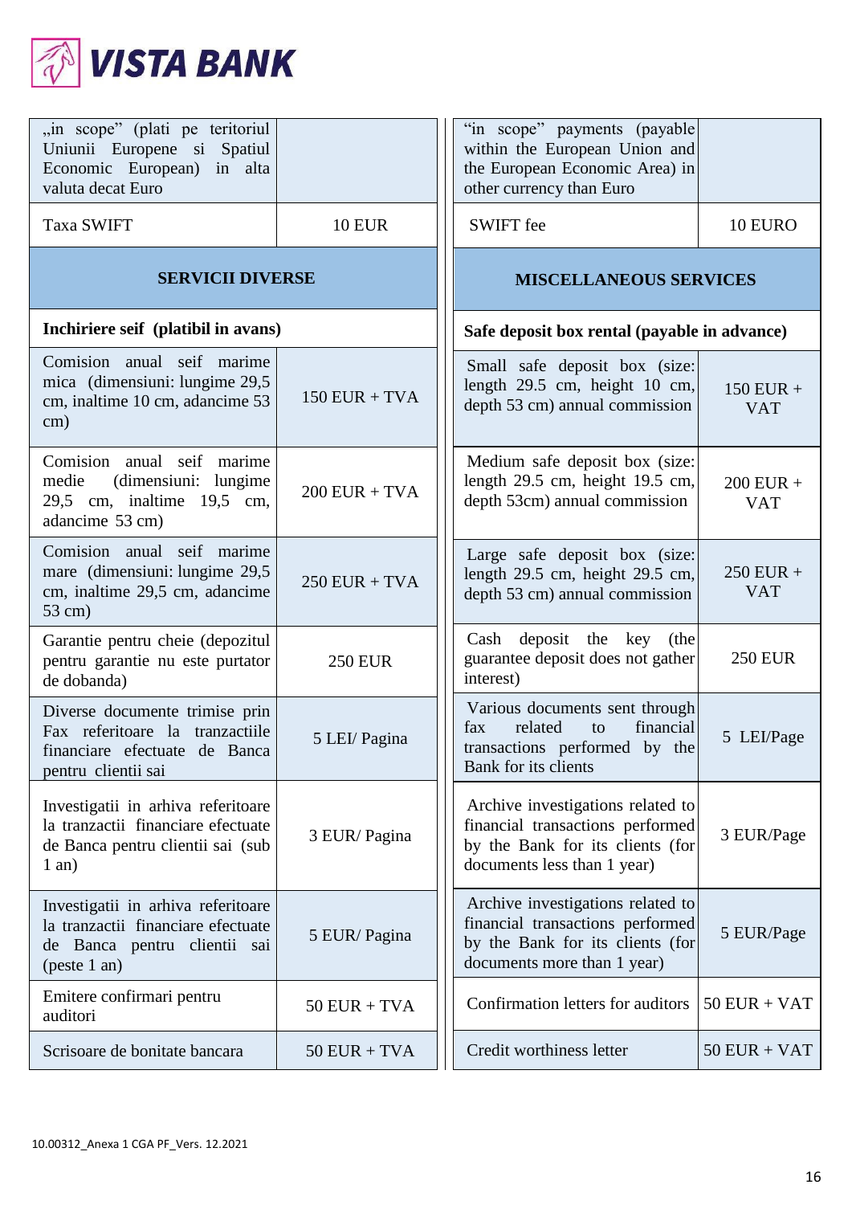| „in scope" (plati pe teritoriul Uniunii Europene si Spatiul Economic European) in alta valuta decat Euro | | "in scope" payments (payable within the European Union and the European Economic Area) in other currency than Euro | |
|---|---|---|---|
| Taxa SWIFT | 10 EUR | SWIFT fee | 10 EURO |
| **SERVICII DIVERSE** | | **MISCELLANEOUS SERVICES** | |
| **Inchiriere seif (platibil in avans)** | | **Safe deposit box rental (payable in advance)** | |
| Comision anual seif marime mica (dimensiuni: lungime 29,5 cm, inaltime 10 cm, adancime 53 cm) | 150 EUR + TVA | Small safe deposit box (size: length 29.5 cm, height 10 cm, depth 53 cm) annual commission | 150 EUR + VAT |
| Comision anual seif marime medie (dimensiuni: lungime 29,5 cm, inaltime 19,5 cm, adancime 53 cm) | 200 EUR + TVA | Medium safe deposit box (size: length 29.5 cm, height 19.5 cm, depth 53cm) annual commission | 200 EUR + VAT |
| Comision anual seif marime mare (dimensiuni: lungime 29,5 cm, inaltime 29,5 cm, adancime 53 cm) | 250 EUR + TVA | Large safe deposit box (size: length 29.5 cm, height 29.5 cm, depth 53 cm) annual commission | 250 EUR + VAT |
| Garantie pentru cheie (depozitul pentru garantie nu este purtator de dobanda) | 250 EUR | Cash deposit the key (the guarantee deposit does not gather interest) | 250 EUR |
| Diverse documente trimise prin Fax referitoare la tranzactiile financiare efectuate de Banca pentru clientii sai | 5 LEI/ Pagina | Various documents sent through fax related to financial transactions performed by the Bank for its clients | 5 LEI/Page |
| Investigatii in arhiva referitoare la tranzactii financiare efectuate de Banca pentru clientii sai (sub 1 an) | 3 EUR/ Pagina | Archive investigations related to financial transactions performed by the Bank for its clients (for documents less than 1 year) | 3 EUR/Page |
| Investigatii in arhiva referitoare la tranzactii financiare efectuate de Banca pentru clientii sai (peste 1 an) | 5 EUR/ Pagina | Archive investigations related to financial transactions performed by the Bank for its clients (for documents more than 1 year) | 5 EUR/Page |
| Emitere confirmari pentru auditori | 50 EUR + TVA | Confirmation letters for auditors | 50 EUR + VAT |
| Scrisoare de bonitate bancara | 50 EUR + TVA | Credit worthiness letter | 50 EUR + VAT |

10.00312_Anexa 1 CGA PF_Vers. 12.2021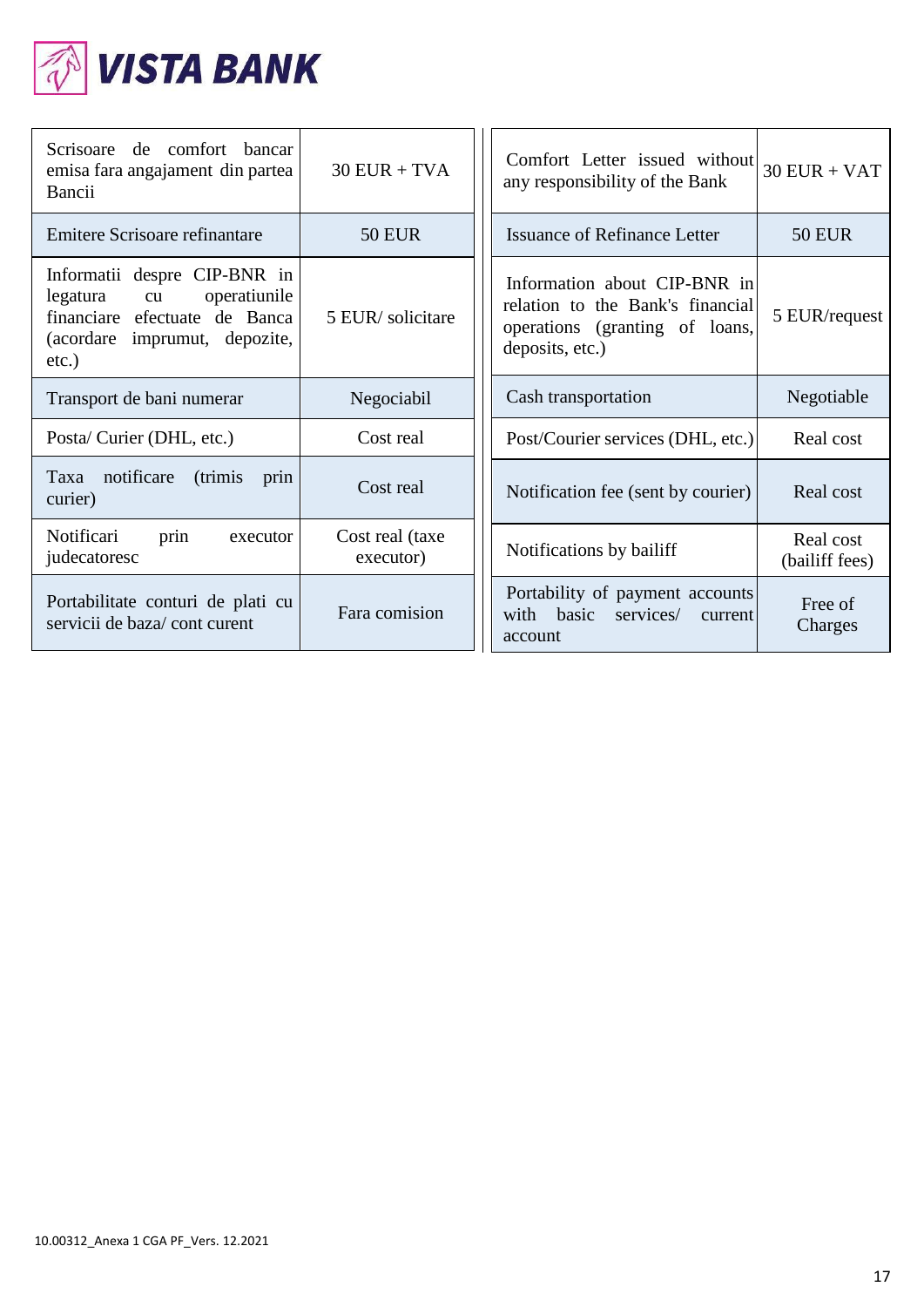**VISTA BANK**

| Scrisoare de comfort bancar emisa fara angajament din partea Bancii | 30 EUR + TVA | Comfort Letter issued without any responsibility of the Bank | 30 EUR + VAT |
|---|---|---|---|
| Emitere Scrisoare refinantare | 50 EUR | Issuance of Refinance Letter | 50 EUR |
| Informatii despre CIP-BNR in legatura cu operatiunile financiare efectuate de Banca (acordare imprumut, depozite, etc.) | 5 EUR/ solicitare | Information about CIP-BNR in relation to the Bank's financial operations (granting of loans, deposits, etc.) | 5 EUR/request |
| Transport de bani numerar | Negociabil | Cash transportation | Negotiable |
| Posta/ Curier (DHL, etc.) | Cost real | Post/Courier services (DHL, etc.) | Real cost |
| Taxa notificare (trimis prin curier) | Cost real | Notification fee (sent by courier) | Real cost |
| Notificari prin executor judecatoresc | Cost real (taxe executor) | Notifications by bailiff | Real cost (bailiff fees) |
| Portabilitate conturi de plati cu servicii de baza/ cont curent | Fara comision | Portability of payment accounts with basic services/ current account | Free of Charges |

10.00312_Anexa 1 CGA PF_Vers. 12.2021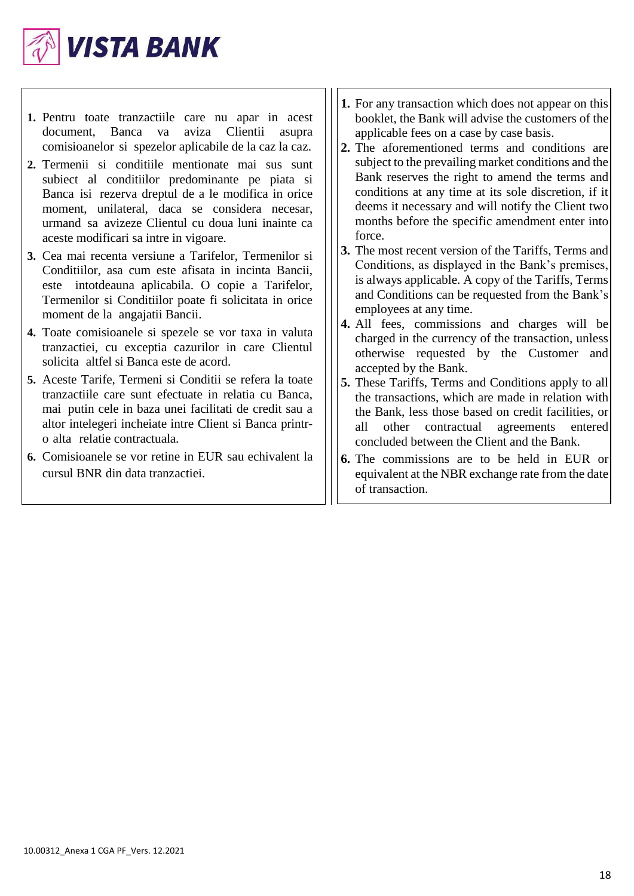1. Pentru toate tranzactiile care nu apar in acest document, Banca va aviza Clientii asupra comisioanelor si spezelor aplicabile de la caz la caz.
2. Termenii si conditiile mentionate mai sus sunt subiect al conditiilor predominante pe piata si Banca isi rezerva dreptul de a le modifica in orice moment, unilateral, daca se considera necesar, urmand sa avizeze Clientul cu doua luni inainte ca aceste modificari sa intre in vigoare.
3. Cea mai recenta versiune a Tarifelor, Termenilor si Conditiilor, asa cum este afisata in incinta Bancii, este intotdeauna aplicabila. O copie a Tarifelor, Termenilor si Conditiilor poate fi solicitata in orice moment de la angajatii Bancii.
4. Toate comisioanele si spezele se vor taxa in valuta tranzactiei, cu exceptia cazurilor in care Clientul solicita altfel si Banca este de acord.
5. Aceste Tarife, Termeni si Conditii se refera la toate tranzactiile care sunt efectuate in relatia cu Banca, mai putin cele in baza unei facilitati de credit sau a altor intelegeri incheiate intre Client si Banca printr-o alta relatie contractuala.
6. Comisioanele se vor retine in EUR sau echivalent la cursul BNR din data tranzactiei.

1. For any transaction which does not appear on this booklet, the Bank will advise the customers of the applicable fees on a case by case basis.
2. The aforementioned terms and conditions are subject to the prevailing market conditions and the Bank reserves the right to amend the terms and conditions at any time at its sole discretion, if it deems it necessary and will notify the Client two months before the specific amendment enter into force.
3. The most recent version of the Tariffs, Terms and Conditions, as displayed in the Bank's premises, is always applicable. A copy of the Tariffs, Terms and Conditions can be requested from the Bank's employees at any time.
4. All fees, commissions and charges will be charged in the currency of the transaction, unless otherwise requested by the Customer and accepted by the Bank.
5. These Tariffs, Terms and Conditions apply to all the transactions, which are made in relation with the Bank, less those based on credit facilities, or all other contractual agreements entered concluded between the Client and the Bank.
6. The commissions are to be held in EUR or equivalent at the NBR exchange rate from the date of transaction.

10.00312_Anexa 1 CGA PF_Vers. 12.2021